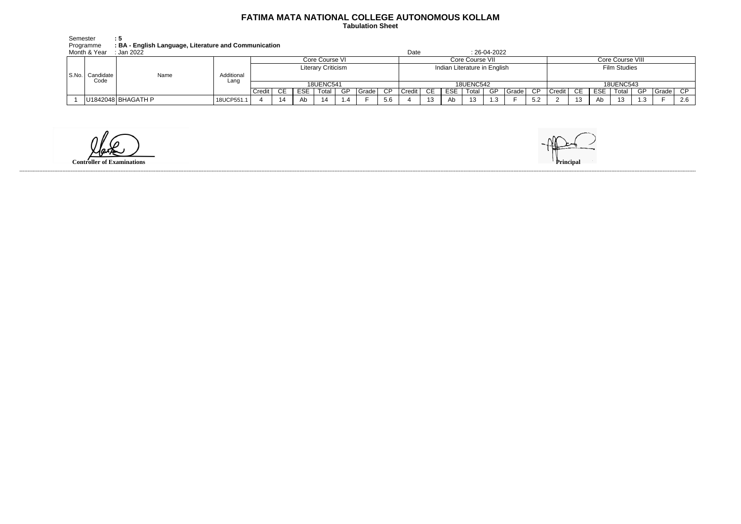# FATIMA MATA NATIONAL COLLEGE AUTONOMOUS KOLLAM

**Tabulation Sheet**

Semester **: 5**
Programme **: BA - English Language, Literature and Communication**
Month & Year : Jan 2022 Date : 26-04-2022

| S.No. | Candidate Code | Name | Additional Lang | Core Course VI | | | | | | | Core Course VII | | | | | | | Core Course VIII | | | | | | |
|---|---|---|---|---|---|---|---|---|---|---|---|---|---|---|---|---|---|---|---|---|---|---|---|---|
| | | | | Literary Criticism | | | | | | | Indian Literature in English | | | | | | | Film Studies | | | | | | |
| | | | | 18UENC541 | | | | | | | 18UENC542 | | | | | | | 18UENC543 | | | | | | |
| | | | | Credit | CE | ESE | Total | GP | Grade | CP | Credit | CE | ESE | Total | GP | Grade | CP | Credit | CE | ESE | Total | GP | Grade | CP |
| 1 | U1842048 | BHAGATH P | 18UCP551.1 | 4 | 14 | Ab | 14 | 1.4 | F | 5.6 | 4 | 13 | Ab | 13 | 1.3 | F | 5.2 | 2 | 13 | Ab | 13 | 1.3 | F | 2.6 |

**Controller of Examinations**

**Principal**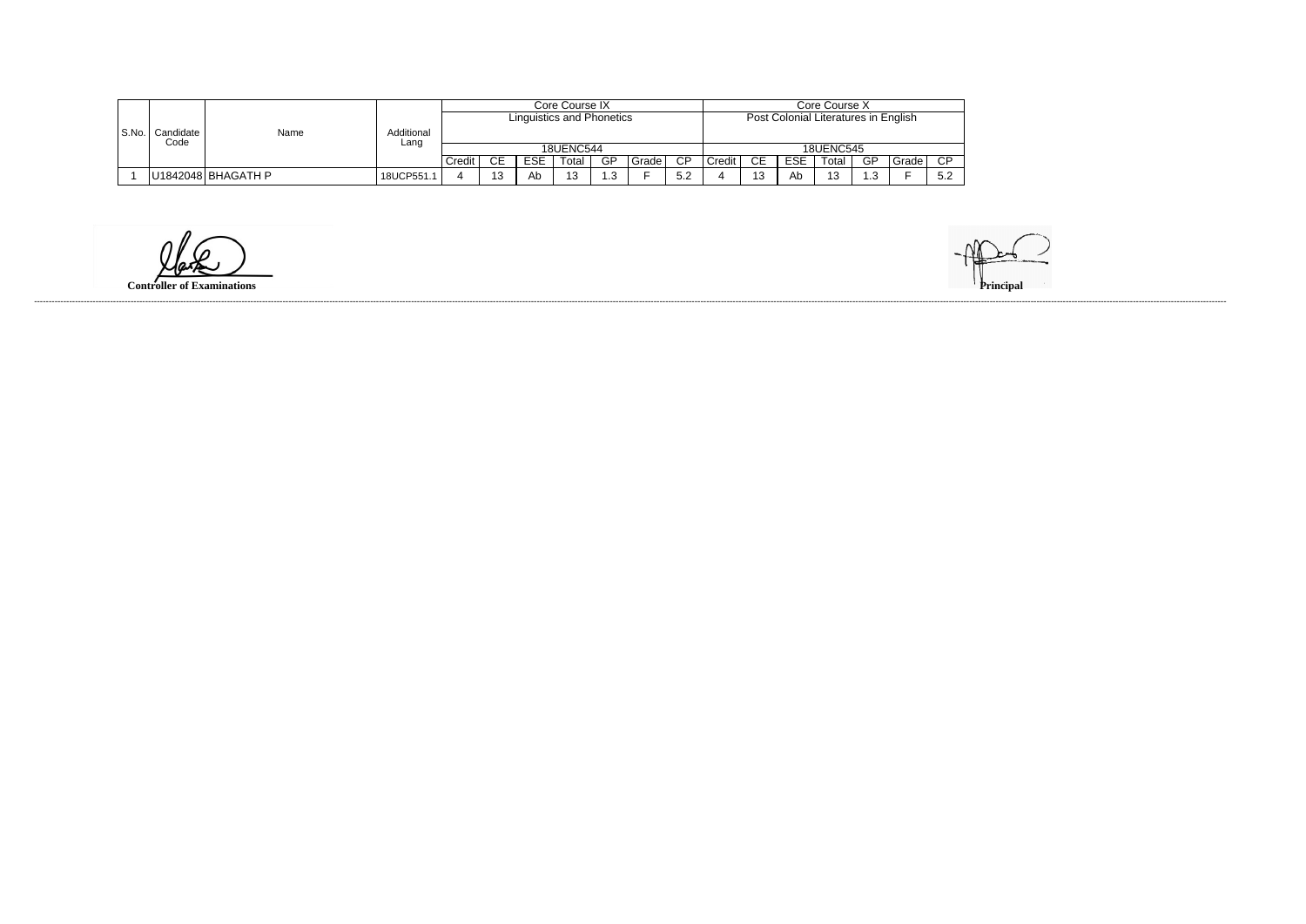| S.No. | Candidate Code | Name | Additional Lang | Core Course IX | | | | | | | Core Course X | | | | | | |
|---|---|---|---|---|---|---|---|---|---|---|---|---|---|---|---|---|---|
| | | | | Linguistics and Phonetics | | | | | | | Post Colonial Literatures in English | | | | | | |
| | | | | 18UENC544 | | | | | | | 18UENC545 | | | | | | |
| | | | | Credit | CE | ESE | Total | GP | Grade | CP | Credit | CE | ESE | Total | GP | Grade | CP |
| 1 | U1842048 | BHAGATH P | 18UCP551.1 | 4 | 13 | Ab | 13 | 1.3 | F | 5.2 | 4 | 13 | Ab | 13 | 1.3 | F | 5.2 |

**Controller of Examinations**

**Principal**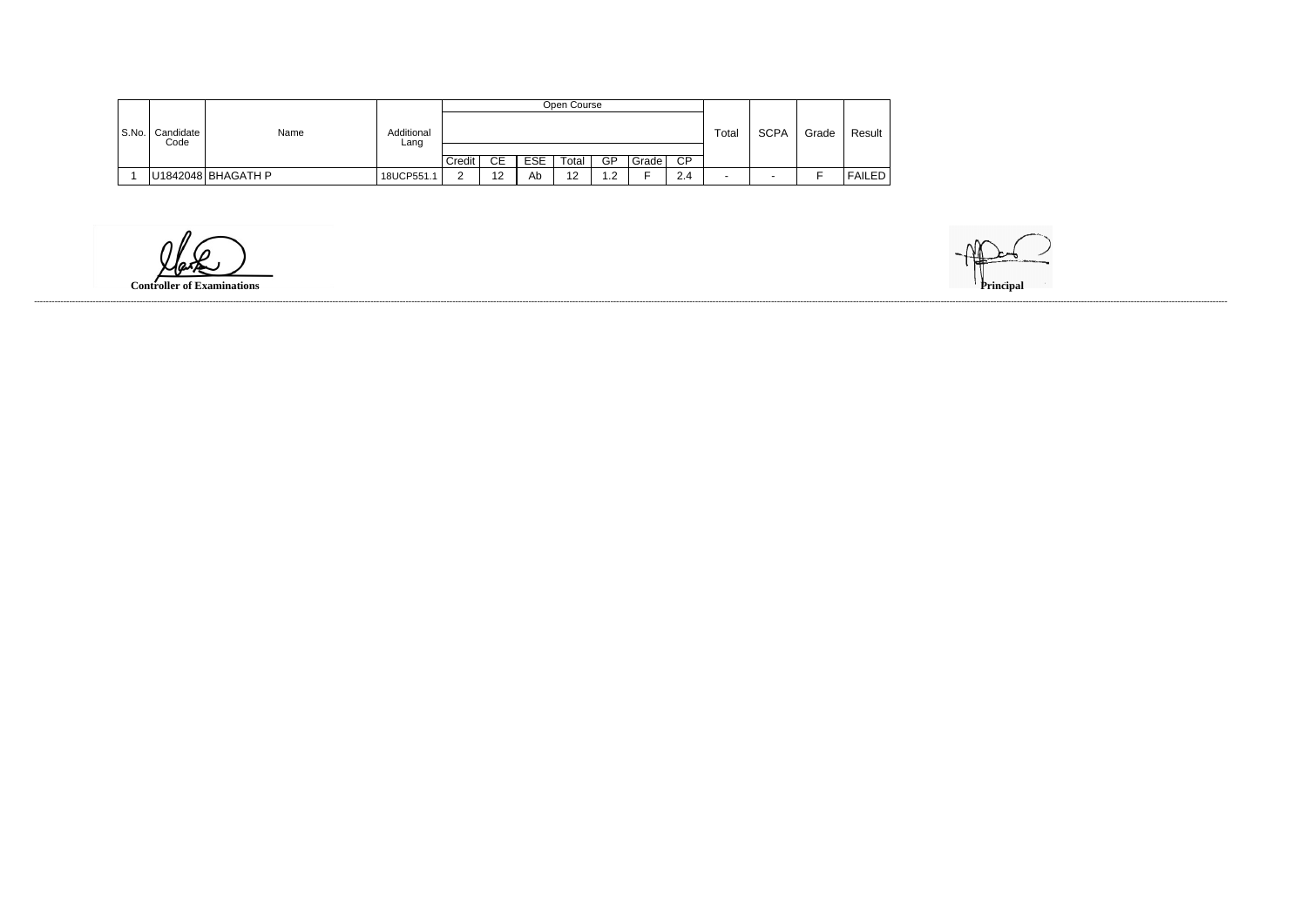| S.No. | Candidate Code | Name | Additional Lang | Open Course | | | | | | | Total | SCPA | Grade | Result |
|---|---|---|---|---|---|---|---|---|---|---|---|---|---|---|
| | | | | Credit | CE | ESE | Total | GP | Grade | CP | | | | |
| 1 | U1842048 | BHAGATH P | 18UCP551.1 | 2 | 12 | Ab | 12 | 1.2 | F | 2.4 | - | - | F | FAILED |

**Controller of Examinations**

**Principal**